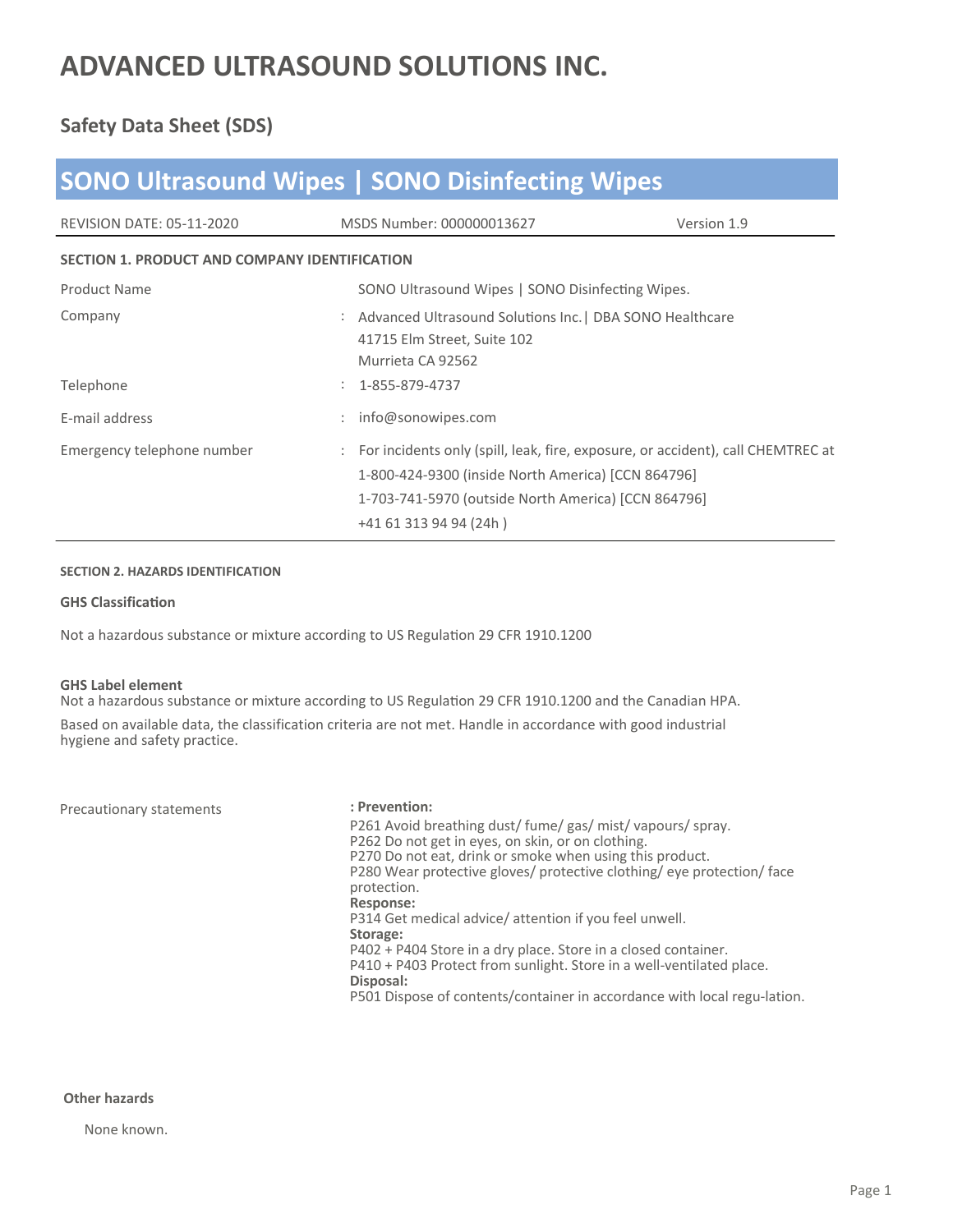# ADVANCED ULTRASOUND SOLUTIONS INC.

## Safety Data Sheet (SDS)

## SONO Ultrasound Wipes | SONO Disinfecting Wipes

REVISION DATE: 05-11-2020 | MSDS Number: 000000013627 | Version 1.9

### SECTION 1. PRODUCT AND COMPANY IDENTIFICATION

| | |
|---|---|
| Product Name | SONO Ultrasound Wipes \| SONO Disinfecting Wipes. |
| Company | : Advanced Ultrasound Solutions Inc.\| DBA SONO Healthcare<br>41715 Elm Street, Suite 102<br>Murrieta CA 92562 |
| Telephone | : 1-855-879-4737 |
| E-mail address | : info@sonowipes.com |
| Emergency telephone number | : For incidents only (spill, leak, fire, exposure, or accident), call CHEMTREC at<br>1-800-424-9300 (inside North America) [CCN 864796]<br>1-703-741-5970 (outside North America) [CCN 864796]<br>+41 61 313 94 94 (24h ) |

### SECTION 2. HAZARDS IDENTIFICATION

**GHS Classification**

Not a hazardous substance or mixture according to US Regulation 29 CFR 1910.1200

**GHS Label element**

Not a hazardous substance or mixture according to US Regulation 29 CFR 1910.1200 and the Canadian HPA.

Based on available data, the classification criteria are not met. Handle in accordance with good industrial hygiene and safety practice.

Precautionary statements

**: Prevention:**

P261 Avoid breathing dust/ fume/ gas/ mist/ vapours/ spray.
P262 Do not get in eyes, on skin, or on clothing.
P270 Do not eat, drink or smoke when using this product.
P280 Wear protective gloves/ protective clothing/ eye protection/ face protection.

**Response:**

P314 Get medical advice/ attention if you feel unwell.

**Storage:**

P402 + P404 Store in a dry place. Store in a closed container.
P410 + P403 Protect from sunlight. Store in a well-ventilated place.

**Disposal:**

P501 Dispose of contents/container in accordance with local regu-lation.

**Other hazards**

None known.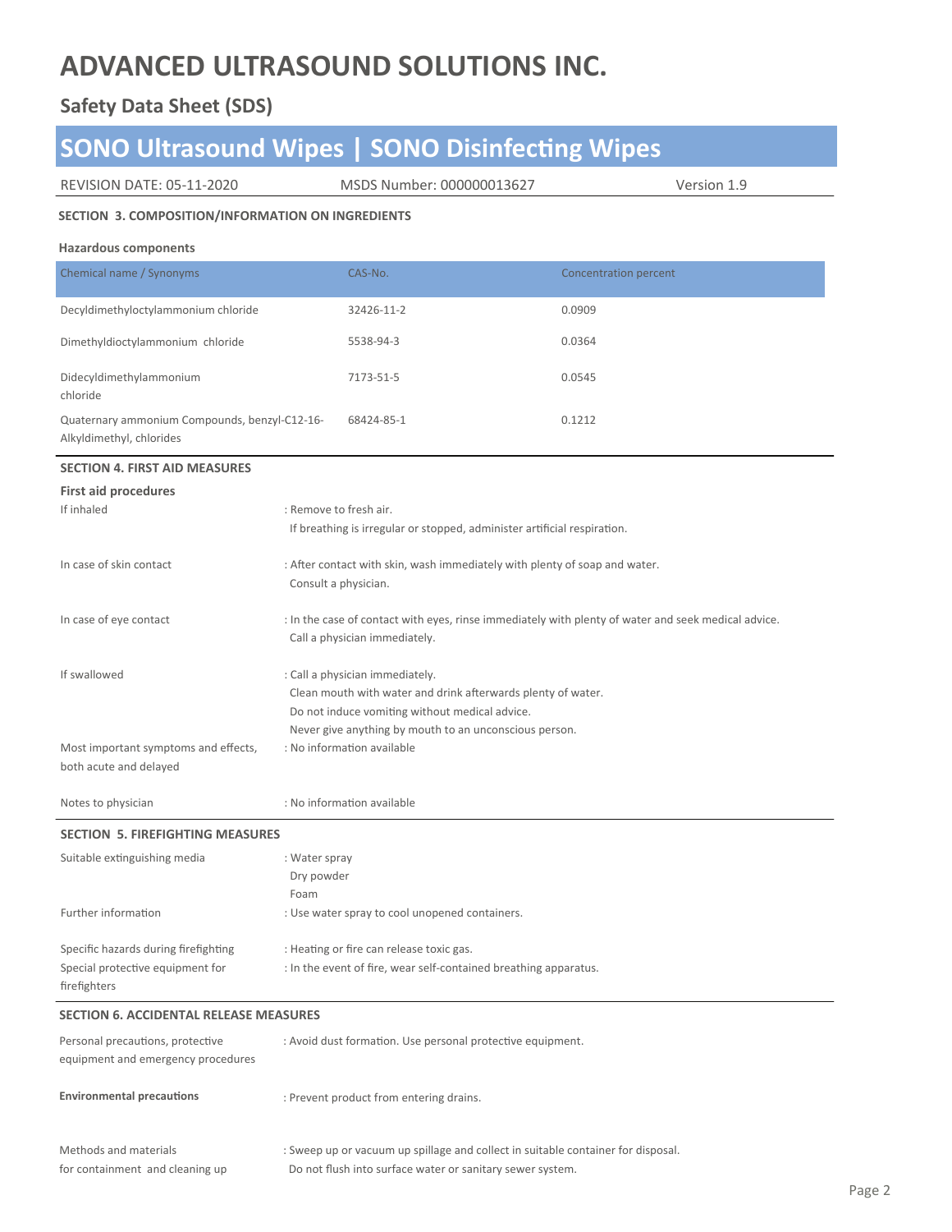# ADVANCED ULTRASOUND SOLUTIONS INC.

## Safety Data Sheet (SDS)

## SONO Ultrasound Wipes | SONO Disinfecting Wipes

REVISION DATE: 05-11-2020 MSDS Number: 000000013627 Version 1.9

### SECTION 3. COMPOSITION/INFORMATION ON INGREDIENTS

**Hazardous components**

| Chemical name / Synonyms | CAS-No. | Concentration percent |
|---|---|---|
| Decyldimethyloctylammonium chloride | 32426-11-2 | 0.0909 |
| Dimethyldioctylammonium chloride | 5538-94-3 | 0.0364 |
| Didecyldimethylammonium chloride | 7173-51-5 | 0.0545 |
| Quaternary ammonium Compounds, benzyl-C12-16-Alkyldimethyl, chlorides | 68424-85-1 | 0.1212 |

### SECTION 4. FIRST AID MEASURES

**First aid procedures**

If inhaled : Remove to fresh air.
If breathing is irregular or stopped, administer artificial respiration.

In case of skin contact : After contact with skin, wash immediately with plenty of soap and water.
Consult a physician.

In case of eye contact : In the case of contact with eyes, rinse immediately with plenty of water and seek medical advice.
Call a physician immediately.

If swallowed : Call a physician immediately.
Clean mouth with water and drink afterwards plenty of water.
Do not induce vomiting without medical advice.
Never give anything by mouth to an unconscious person.

Most important symptoms and effects, both acute and delayed : No information available

Notes to physician : No information available

### SECTION 5. FIREFIGHTING MEASURES

Suitable extinguishing media : Water spray
Dry powder
Foam

Further information : Use water spray to cool unopened containers.

Specific hazards during firefighting : Heating or fire can release toxic gas.

Special protective equipment for firefighters : In the event of fire, wear self-contained breathing apparatus.

### SECTION 6. ACCIDENTAL RELEASE MEASURES

Personal precautions, protective equipment and emergency procedures : Avoid dust formation. Use personal protective equipment.

**Environmental precautions** : Prevent product from entering drains.

Methods and materials for containment and cleaning up : Sweep up or vacuum up spillage and collect in suitable container for disposal.
Do not flush into surface water or sanitary sewer system.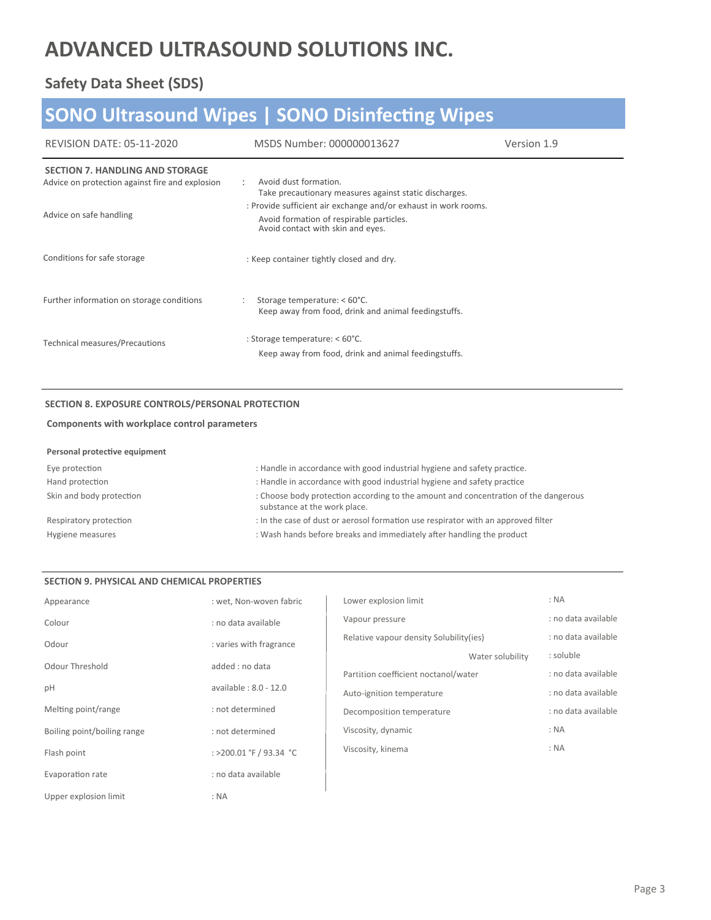# ADVANCED ULTRASOUND SOLUTIONS INC.

## Safety Data Sheet (SDS)

## SONO Ultrasound Wipes | SONO Disinfecting Wipes

REVISION DATE: 05-11-2020 | MSDS Number: 000000013627 | Version 1.9

### SECTION 7. HANDLING AND STORAGE

| | |
|---|---|
| Advice on protection against fire and explosion | : Avoid dust formation. Take precautionary measures against static discharges. |
| Advice on safe handling | : Provide sufficient air exchange and/or exhaust in work rooms. Avoid formation of respirable particles. Avoid contact with skin and eyes. |
| Conditions for safe storage | : Keep container tightly closed and dry. |
| Further information on storage conditions | : Storage temperature: < 60°C. Keep away from food, drink and animal feedingstuffs. |
| Technical measures/Precautions | : Storage temperature: < 60°C. Keep away from food, drink and animal feedingstuffs. |

### SECTION 8. EXPOSURE CONTROLS/PERSONAL PROTECTION

**Components with workplace control parameters**

**Personal protective equipment**

| | |
|---|---|
| Eye protection | : Handle in accordance with good industrial hygiene and safety practice. |
| Hand protection | : Handle in accordance with good industrial hygiene and safety practice |
| Skin and body protection | : Choose body protection according to the amount and concentration of the dangerous substance at the work place. |
| Respiratory protection | : In the case of dust or aerosol formation use respirator with an approved filter |
| Hygiene measures | : Wash hands before breaks and immediately after handling the product |

### SECTION 9. PHYSICAL AND CHEMICAL PROPERTIES

| | |
|---|---|
| Appearance | : wet, Non-woven fabric |
| Colour | : no data available |
| Odour | : varies with fragrance |
| Odour Threshold | added : no data |
| pH | available : 8.0 - 12.0 |
| Melting point/range | : not determined |
| Boiling point/boiling range | : not determined |
| Flash point | : >200.01 °F / 93.34 °C |
| Evaporation rate | : no data available |
| Upper explosion limit | : NA |
| Lower explosion limit | : NA |
| Vapour pressure | : no data available |
| Relative vapour density Solubility(ies) | : no data available |
| Water solubility | : soluble |
| Partition coefficient noctanol/water | : no data available |
| Auto-ignition temperature | : no data available |
| Decomposition temperature | : no data available |
| Viscosity, dynamic | : NA |
| Viscosity, kinema | : NA |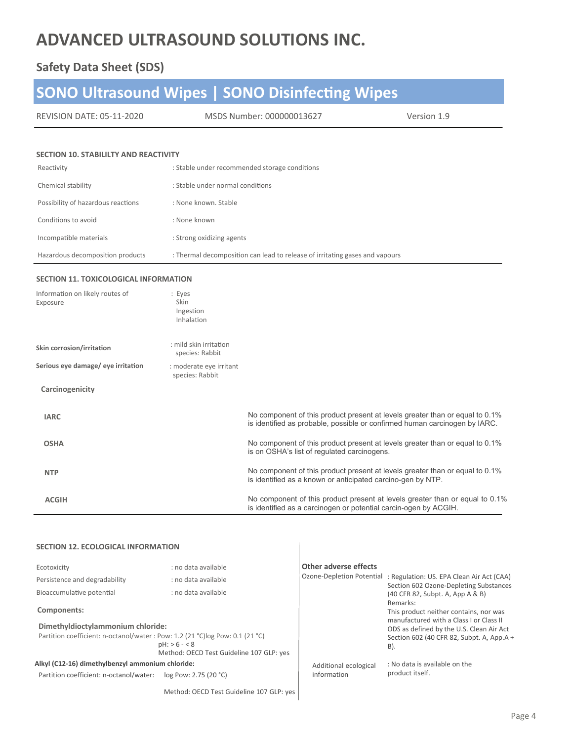# ADVANCED ULTRASOUND SOLUTIONS INC.

## Safety Data Sheet (SDS)

## SONO Ultrasound Wipes | SONO Disinfecting Wipes

REVISION DATE: 05-11-2020 | MSDS Number: 000000013627 | Version 1.9

### SECTION 10. STABILILTY AND REACTIVITY

| | |
|---|---|
| Reactivity | : Stable under recommended storage conditions |
| Chemical stability | : Stable under normal conditions |
| Possibility of hazardous reactions | : None known. Stable |
| Conditions to avoid | : None known |
| Incompatible materials | : Strong oxidizing agents |
| Hazardous decomposition products | : Thermal decomposition can lead to release of irritating gases and vapours |

### SECTION 11. TOXICOLOGICAL INFORMATION

| | |
|---|---|
| Information on likely routes of Exposure | : Eyes<br>Skin<br>Ingestion<br>Inhalation |
| **Skin corrosion/irritation** | : mild skin irritation<br>species: Rabbit |
| **Serious eye damage/ eye irritation** | : moderate eye irritant<br>species: Rabbit |

**Carcinogenicity**

| | |
|---|---|
| **IARC** | No component of this product present at levels greater than or equal to 0.1% is identified as probable, possible or confirmed human carcinogen by IARC. |
| **OSHA** | No component of this product present at levels greater than or equal to 0.1% is on OSHA's list of regulated carcinogens. |
| **NTP** | No component of this product present at levels greater than or equal to 0.1% is identified as a known or anticipated carcino-gen by NTP. |
| **ACGIH** | No component of this product present at levels greater than or equal to 0.1% is identified as a carcinogen or potential carcin-ogen by ACGIH. |

### SECTION 12. ECOLOGICAL INFORMATION

| | |
|---|---|
| Ecotoxicity | : no data available |
| Persistence and degradability | : no data available |
| Bioaccumulative potential | : no data available |

**Components:**

**Dimethyldioctylammonium chloride:**

Partition coefficient: n-octanol/water : Pow: 1.2 (21 °C)log Pow: 0.1 (21 °C)
pH: > 6 - < 8
Method: OECD Test Guideline 107 GLP: yes

**Alkyl (C12-16) dimethylbenzyl ammonium chloride:**

Partition coefficient: n-octanol/water: log Pow: 2.75 (20 °C)

Method: OECD Test Guideline 107 GLP: yes

**Other adverse effects**

| | |
|---|---|
| Ozone-Depletion Potential | : Regulation: US. EPA Clean Air Act (CAA) Section 602 Ozone-Depleting Substances (40 CFR 82, Subpt. A, App A & B)<br>Remarks:<br>This product neither contains, nor was manufactured with a Class I or Class II ODS as defined by the U.S. Clean Air Act Section 602 (40 CFR 82, Subpt. A, App.A + B). |
| Additional ecological information | : No data is available on the product itself. |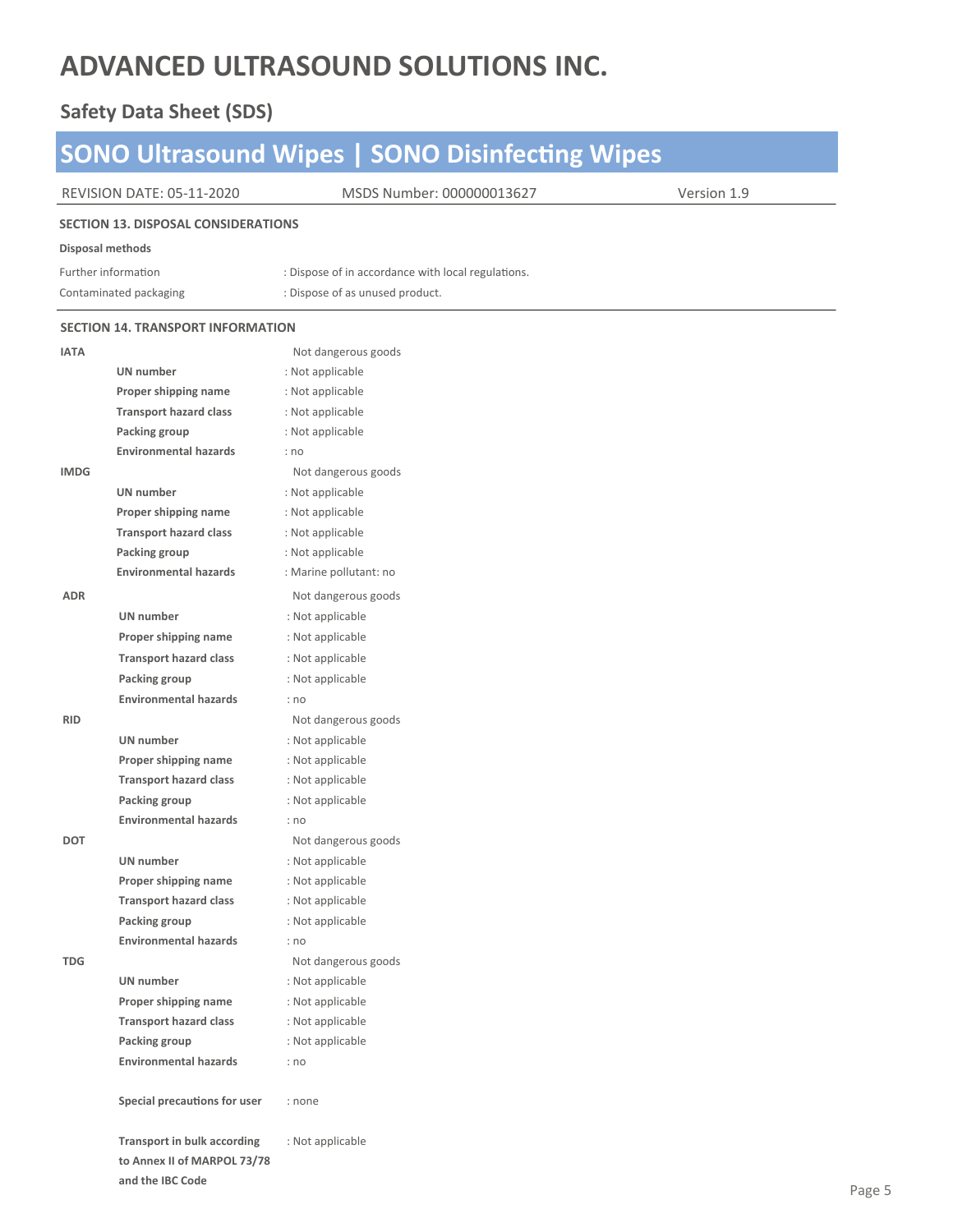# ADVANCED ULTRASOUND SOLUTIONS INC.

## Safety Data Sheet (SDS)

## SONO Ultrasound Wipes | SONO Disinfecting Wipes

REVISION DATE: 05-11-2020 | MSDS Number: 000000013627 | Version 1.9

### SECTION 13. DISPOSAL CONSIDERATIONS

**Disposal methods**

| | |
|---|---|
| Further information | : Dispose of in accordance with local regulations. |
| Contaminated packaging | : Dispose of as unused product. |

### SECTION 14. TRANSPORT INFORMATION

**IATA** Not dangerous goods

| | |
|---|---|
| **UN number** | : Not applicable |
| **Proper shipping name** | : Not applicable |
| **Transport hazard class** | : Not applicable |
| **Packing group** | : Not applicable |
| **Environmental hazards** | : no |

**IMDG** Not dangerous goods

| | |
|---|---|
| **UN number** | : Not applicable |
| **Proper shipping name** | : Not applicable |
| **Transport hazard class** | : Not applicable |
| **Packing group** | : Not applicable |
| **Environmental hazards** | : Marine pollutant: no |

**ADR** Not dangerous goods

| | |
|---|---|
| **UN number** | : Not applicable |
| **Proper shipping name** | : Not applicable |
| **Transport hazard class** | : Not applicable |
| **Packing group** | : Not applicable |
| **Environmental hazards** | : no |

**RID** Not dangerous goods

| | |
|---|---|
| **UN number** | : Not applicable |
| **Proper shipping name** | : Not applicable |
| **Transport hazard class** | : Not applicable |
| **Packing group** | : Not applicable |
| **Environmental hazards** | : no |

**DOT** Not dangerous goods

| | |
|---|---|
| **UN number** | : Not applicable |
| **Proper shipping name** | : Not applicable |
| **Transport hazard class** | : Not applicable |
| **Packing group** | : Not applicable |
| **Environmental hazards** | : no |

**TDG** Not dangerous goods

| | |
|---|---|
| **UN number** | : Not applicable |
| **Proper shipping name** | : Not applicable |
| **Transport hazard class** | : Not applicable |
| **Packing group** | : Not applicable |
| **Environmental hazards** | : no |

| | |
|---|---|
| **Special precautions for user** | : none |
| **Transport in bulk according to Annex II of MARPOL 73/78 and the IBC Code** | : Not applicable |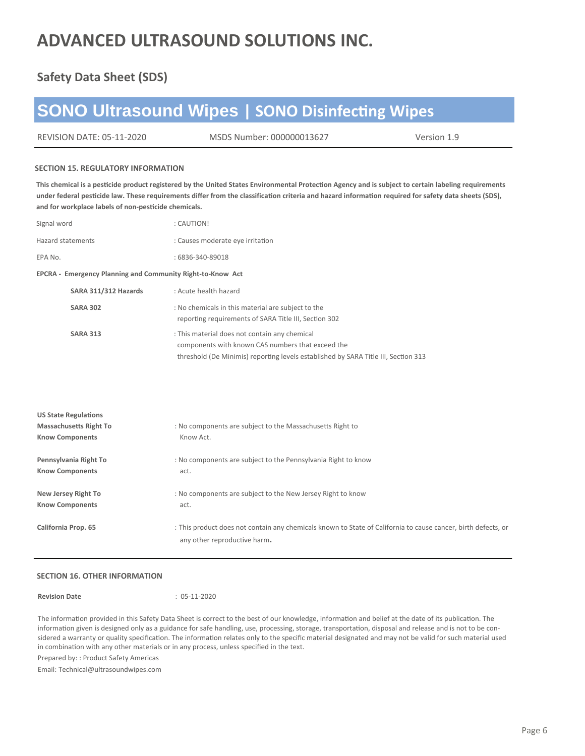# ADVANCED ULTRASOUND SOLUTIONS INC.

## Safety Data Sheet (SDS)

## SONO Ultrasound Wipes | SONO Disinfecting Wipes

REVISION DATE: 05-11-2020 MSDS Number: 000000013627 Version 1.9

### SECTION 15. REGULATORY INFORMATION

**This chemical is a pesticide product registered by the United States Environmental Protection Agency and is subject to certain labeling requirements under federal pesticide law. These requirements differ from the classification criteria and hazard information required for safety data sheets (SDS), and for workplace labels of non-pesticide chemicals.**

| | |
|---|---|
| Signal word | : CAUTION! |
| Hazard statements | : Causes moderate eye irritation |
| EPA No. | : 6836-340-89018 |

**EPCRA - Emergency Planning and Community Right-to-Know Act**

| | |
|---|---|
| **SARA 311/312 Hazards** | : Acute health hazard |
| **SARA 302** | : No chemicals in this material are subject to the reporting requirements of SARA Title III, Section 302 |
| **SARA 313** | : This material does not contain any chemical components with known CAS numbers that exceed the threshold (De Minimis) reporting levels established by SARA Title III, Section 313 |

**US State Regulations**

| | |
|---|---|
| **Massachusetts Right To Know Components** | : No components are subject to the Massachusetts Right to Know Act. |
| **Pennsylvania Right To Know Components** | : No components are subject to the Pennsylvania Right to know act. |
| **New Jersey Right To Know Components** | : No components are subject to the New Jersey Right to know act. |
| **California Prop. 65** | : This product does not contain any chemicals known to State of California to cause cancer, birth defects, or any other reproductive harm. |

### SECTION 16. OTHER INFORMATION

**Revision Date** : 05-11-2020

The information provided in this Safety Data Sheet is correct to the best of our knowledge, information and belief at the date of its publication. The information given is designed only as a guidance for safe handling, use, processing, storage, transportation, disposal and release and is not to be considered a warranty or quality specification. The information relates only to the specific material designated and may not be valid for such material used in combination with any other materials or in any process, unless specified in the text.

Prepared by: : Product Safety Americas

Email: Technical@ultrasoundwipes.com